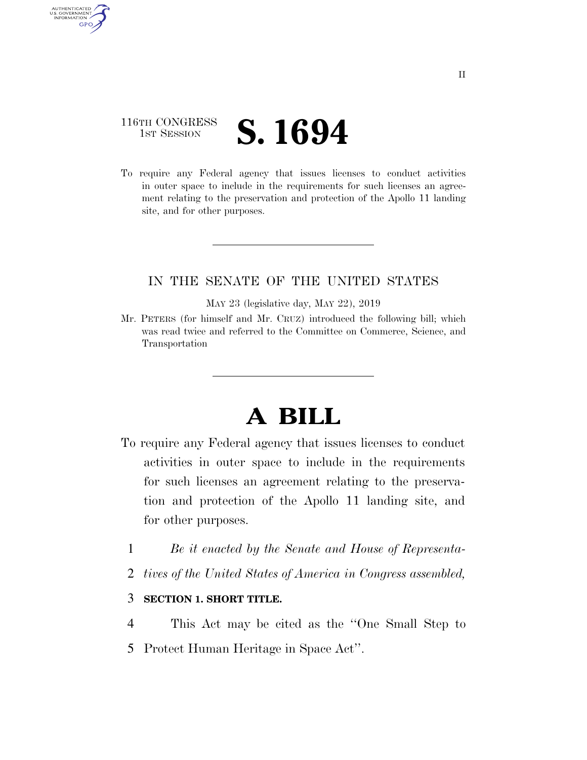116TH CONGRESS
1ST SESSION

# S. 1694

To require any Federal agency that issues licenses to conduct activities in outer space to include in the requirements for such licenses an agreement relating to the preservation and protection of the Apollo 11 landing site, and for other purposes.

---

IN THE SENATE OF THE UNITED STATES

MAY 23 (legislative day, MAY 22), 2019

Mr. PETERS (for himself and Mr. CRUZ) introduced the following bill; which was read twice and referred to the Committee on Commerce, Science, and Transportation

---

# A BILL

To require any Federal agency that issues licenses to conduct activities in outer space to include in the requirements for such licenses an agreement relating to the preservation and protection of the Apollo 11 landing site, and for other purposes.

1 *Be it enacted by the Senate and House of Representa-*
2 *tives of the United States of America in Congress assembled,*

3 **SECTION 1. SHORT TITLE.**

4 This Act may be cited as the ''One Small Step to
5 Protect Human Heritage in Space Act''.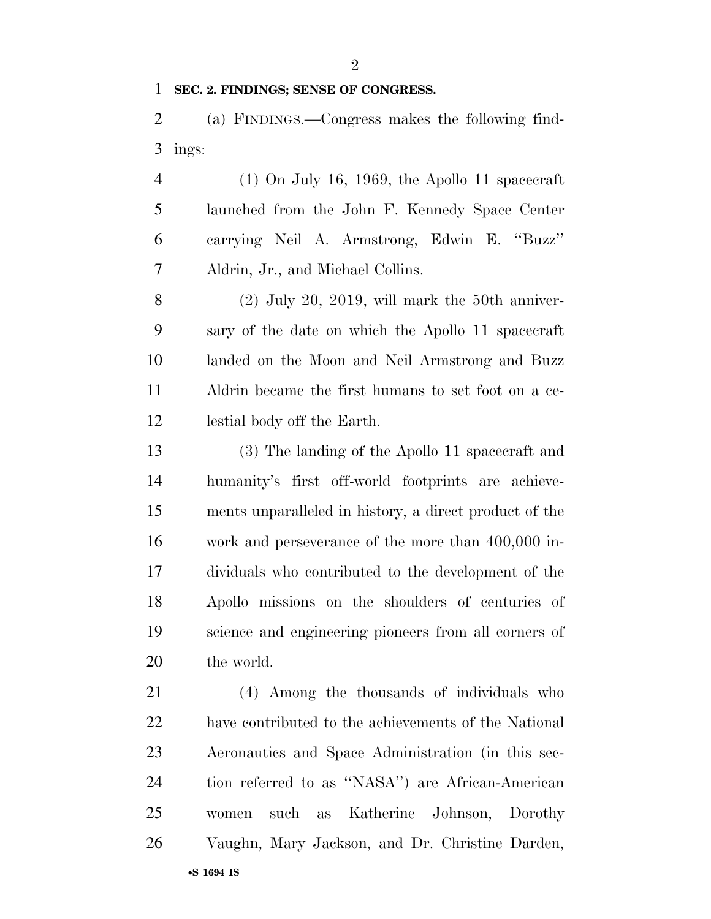**SEC. 2. FINDINGS; SENSE OF CONGRESS.**

(a) FINDINGS.—Congress makes the following findings:

(1) On July 16, 1969, the Apollo 11 spacecraft launched from the John F. Kennedy Space Center carrying Neil A. Armstrong, Edwin E. "Buzz" Aldrin, Jr., and Michael Collins.

(2) July 20, 2019, will mark the 50th anniversary of the date on which the Apollo 11 spacecraft landed on the Moon and Neil Armstrong and Buzz Aldrin became the first humans to set foot on a celestial body off the Earth.

(3) The landing of the Apollo 11 spacecraft and humanity's first off-world footprints are achievements unparalleled in history, a direct product of the work and perseverance of the more than 400,000 individuals who contributed to the development of the Apollo missions on the shoulders of centuries of science and engineering pioneers from all corners of the world.

(4) Among the thousands of individuals who have contributed to the achievements of the National Aeronautics and Space Administration (in this section referred to as "NASA") are African-American women such as Katherine Johnson, Dorothy Vaughn, Mary Jackson, and Dr. Christine Darden,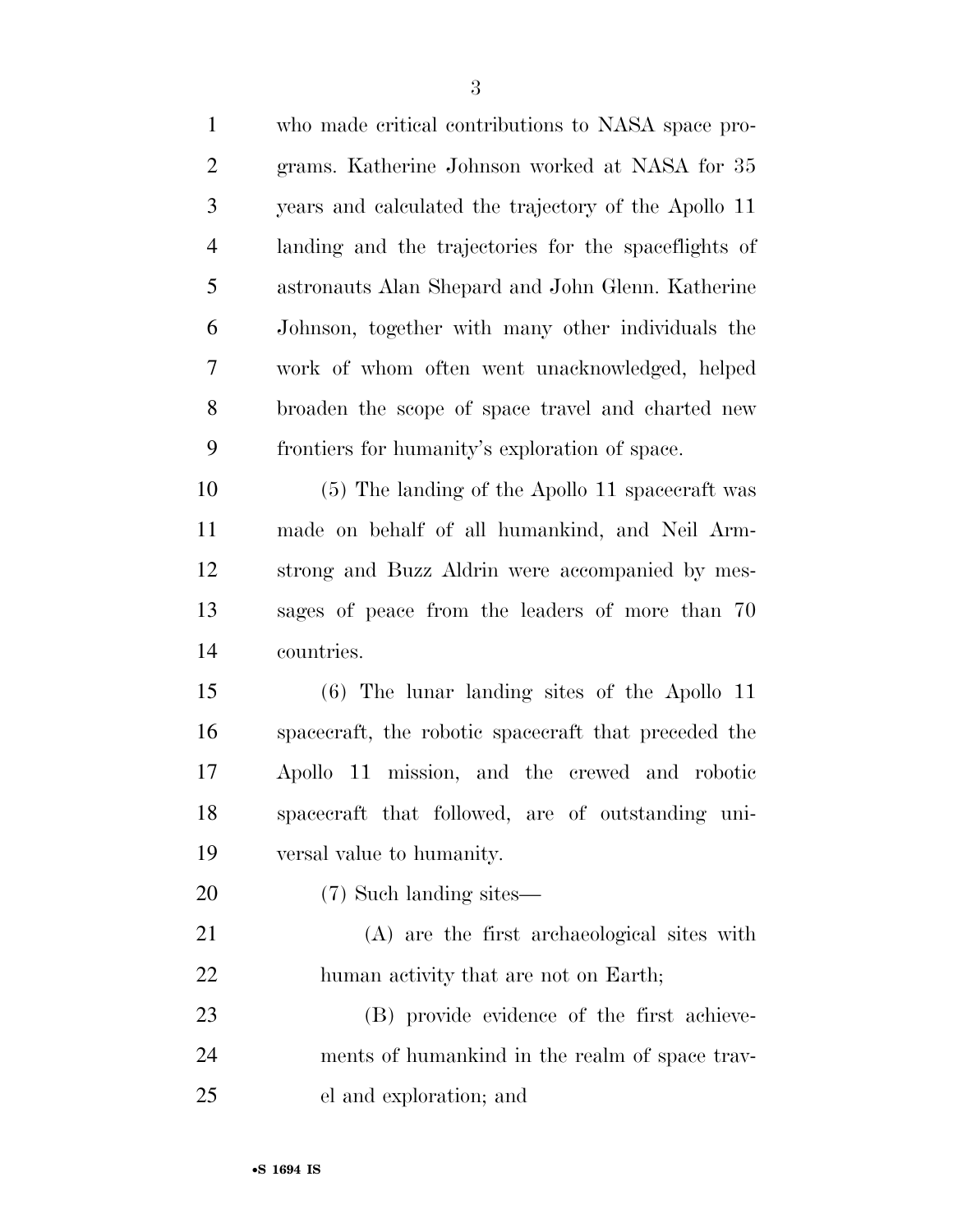who made critical contributions to NASA space programs. Katherine Johnson worked at NASA for 35 years and calculated the trajectory of the Apollo 11 landing and the trajectories for the spaceflights of astronauts Alan Shepard and John Glenn. Katherine Johnson, together with many other individuals the work of whom often went unacknowledged, helped broaden the scope of space travel and charted new frontiers for humanity's exploration of space.

(5) The landing of the Apollo 11 spacecraft was made on behalf of all humankind, and Neil Armstrong and Buzz Aldrin were accompanied by messages of peace from the leaders of more than 70 countries.

(6) The lunar landing sites of the Apollo 11 spacecraft, the robotic spacecraft that preceded the Apollo 11 mission, and the crewed and robotic spacecraft that followed, are of outstanding universal value to humanity.

(7) Such landing sites—

(A) are the first archaeological sites with human activity that are not on Earth;

(B) provide evidence of the first achievements of humankind in the realm of space travel and exploration; and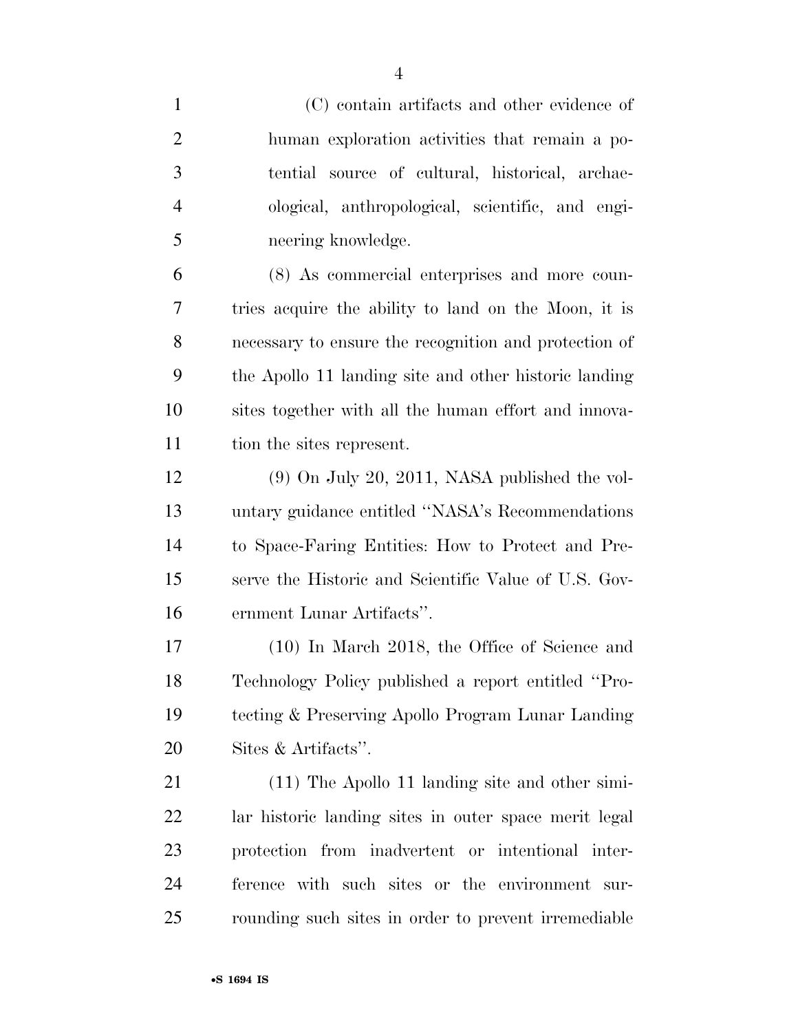(C) contain artifacts and other evidence of human exploration activities that remain a potential source of cultural, historical, archaeological, anthropological, scientific, and engineering knowledge.

(8) As commercial enterprises and more countries acquire the ability to land on the Moon, it is necessary to ensure the recognition and protection of the Apollo 11 landing site and other historic landing sites together with all the human effort and innovation the sites represent.

(9) On July 20, 2011, NASA published the voluntary guidance entitled "NASA's Recommendations to Space-Faring Entities: How to Protect and Preserve the Historic and Scientific Value of U.S. Government Lunar Artifacts".

(10) In March 2018, the Office of Science and Technology Policy published a report entitled "Protecting & Preserving Apollo Program Lunar Landing Sites & Artifacts".

(11) The Apollo 11 landing site and other similar historic landing sites in outer space merit legal protection from inadvertent or intentional interference with such sites or the environment surrounding such sites in order to prevent irremediable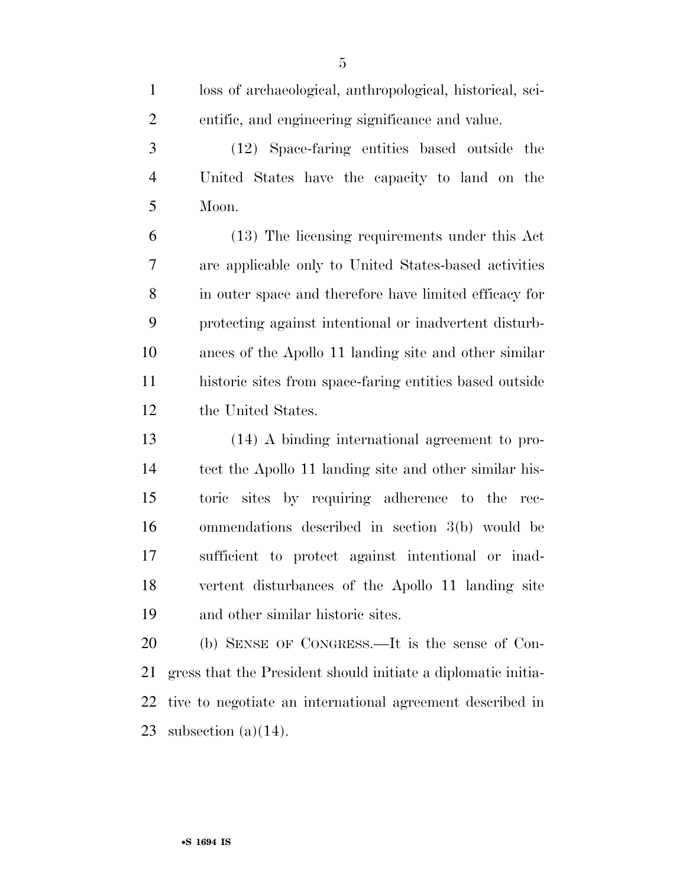loss of archaeological, anthropological, historical, scientific, and engineering significance and value.

(12) Space-faring entities based outside the United States have the capacity to land on the Moon.

(13) The licensing requirements under this Act are applicable only to United States-based activities in outer space and therefore have limited efficacy for protecting against intentional or inadvertent disturbances of the Apollo 11 landing site and other similar historic sites from space-faring entities based outside the United States.

(14) A binding international agreement to protect the Apollo 11 landing site and other similar historic sites by requiring adherence to the recommendations described in section 3(b) would be sufficient to protect against intentional or inadvertent disturbances of the Apollo 11 landing site and other similar historic sites.

(b) SENSE OF CONGRESS.—It is the sense of Congress that the President should initiate a diplomatic initiative to negotiate an international agreement described in subsection (a)(14).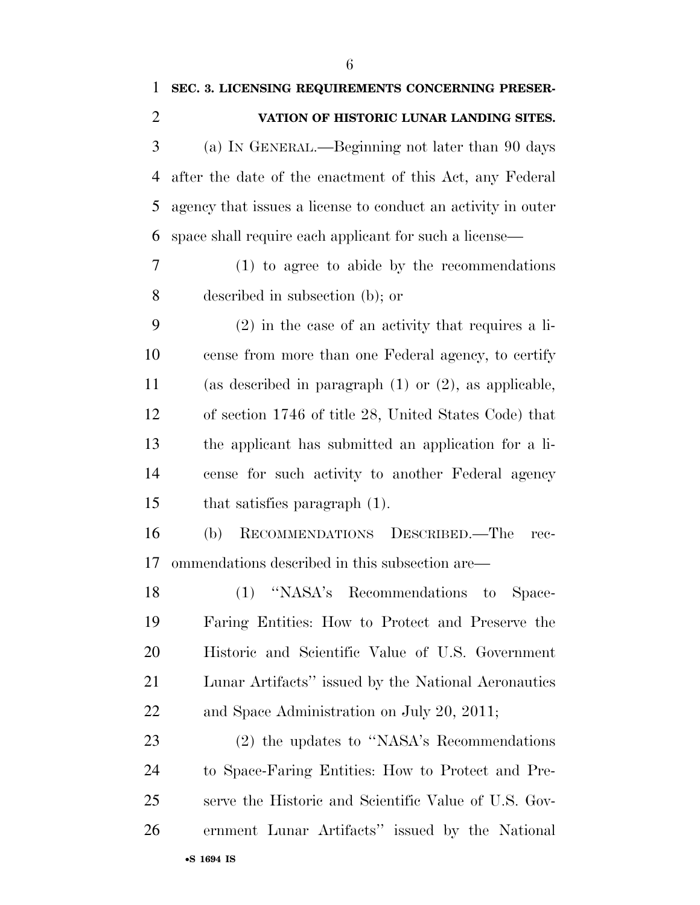**SEC. 3. LICENSING REQUIREMENTS CONCERNING PRESERVATION OF HISTORIC LUNAR LANDING SITES.**

(a) IN GENERAL.—Beginning not later than 90 days after the date of the enactment of this Act, any Federal agency that issues a license to conduct an activity in outer space shall require each applicant for such a license—

(1) to agree to abide by the recommendations described in subsection (b); or

(2) in the case of an activity that requires a license from more than one Federal agency, to certify (as described in paragraph (1) or (2), as applicable, of section 1746 of title 28, United States Code) that the applicant has submitted an application for a license for such activity to another Federal agency that satisfies paragraph (1).

(b) RECOMMENDATIONS DESCRIBED.—The recommendations described in this subsection are—

(1) ''NASA's Recommendations to Space-Faring Entities: How to Protect and Preserve the Historic and Scientific Value of U.S. Government Lunar Artifacts'' issued by the National Aeronautics and Space Administration on July 20, 2011;

(2) the updates to ''NASA's Recommendations to Space-Faring Entities: How to Protect and Preserve the Historic and Scientific Value of U.S. Government Lunar Artifacts'' issued by the National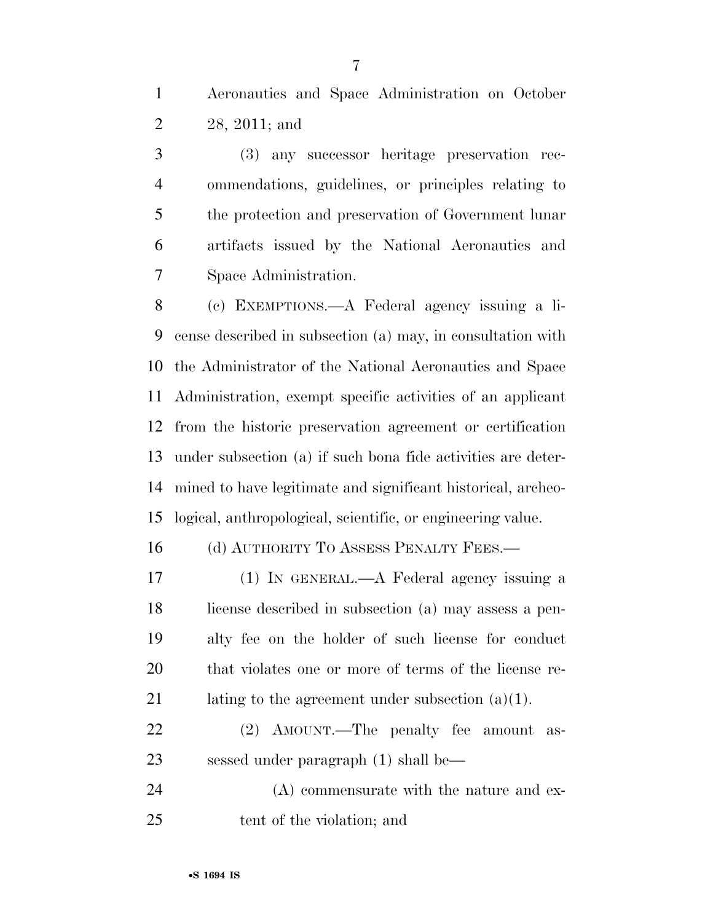Aeronautics and Space Administration on October 28, 2011; and

(3) any successor heritage preservation recommendations, guidelines, or principles relating to the protection and preservation of Government lunar artifacts issued by the National Aeronautics and Space Administration.

(c) EXEMPTIONS.—A Federal agency issuing a license described in subsection (a) may, in consultation with the Administrator of the National Aeronautics and Space Administration, exempt specific activities of an applicant from the historic preservation agreement or certification under subsection (a) if such bona fide activities are determined to have legitimate and significant historical, archeological, anthropological, scientific, or engineering value.

(d) AUTHORITY TO ASSESS PENALTY FEES.—

(1) IN GENERAL.—A Federal agency issuing a license described in subsection (a) may assess a penalty fee on the holder of such license for conduct that violates one or more of terms of the license relating to the agreement under subsection (a)(1).

(2) AMOUNT.—The penalty fee amount assessed under paragraph (1) shall be—

(A) commensurate with the nature and extent of the violation; and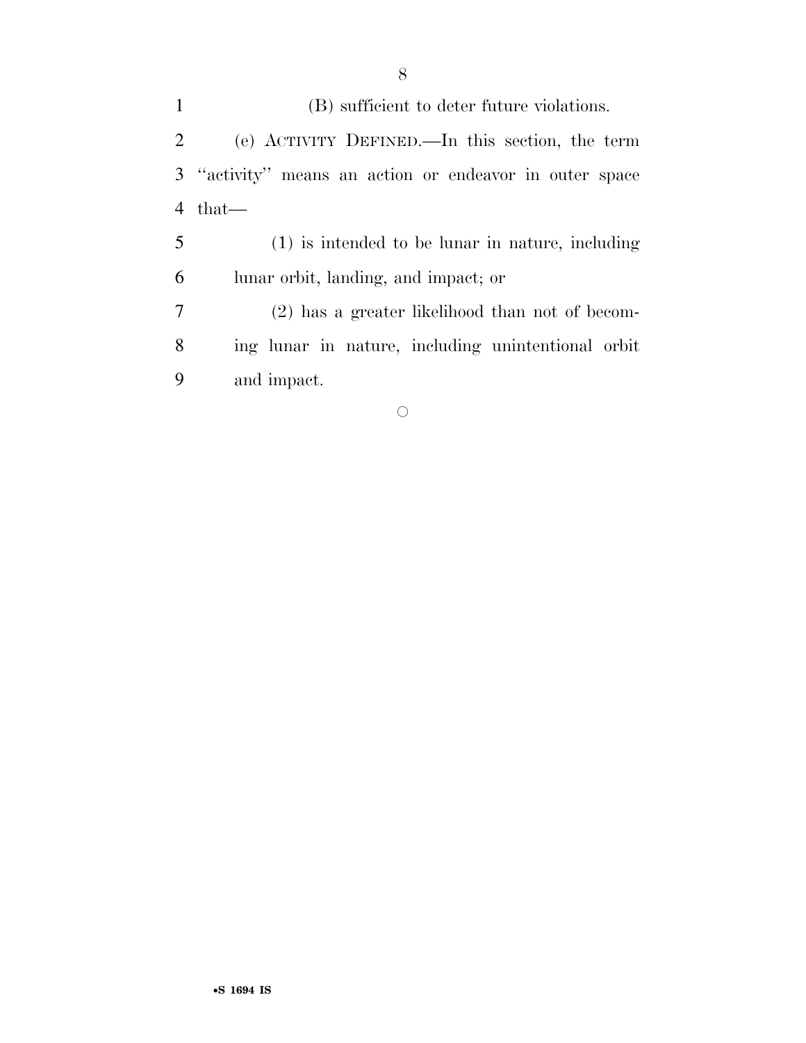(B) sufficient to deter future violations.

(e) ACTIVITY DEFINED.—In this section, the term "activity" means an action or endeavor in outer space that—

(1) is intended to be lunar in nature, including lunar orbit, landing, and impact; or

(2) has a greater likelihood than not of becoming lunar in nature, including unintentional orbit and impact.

○